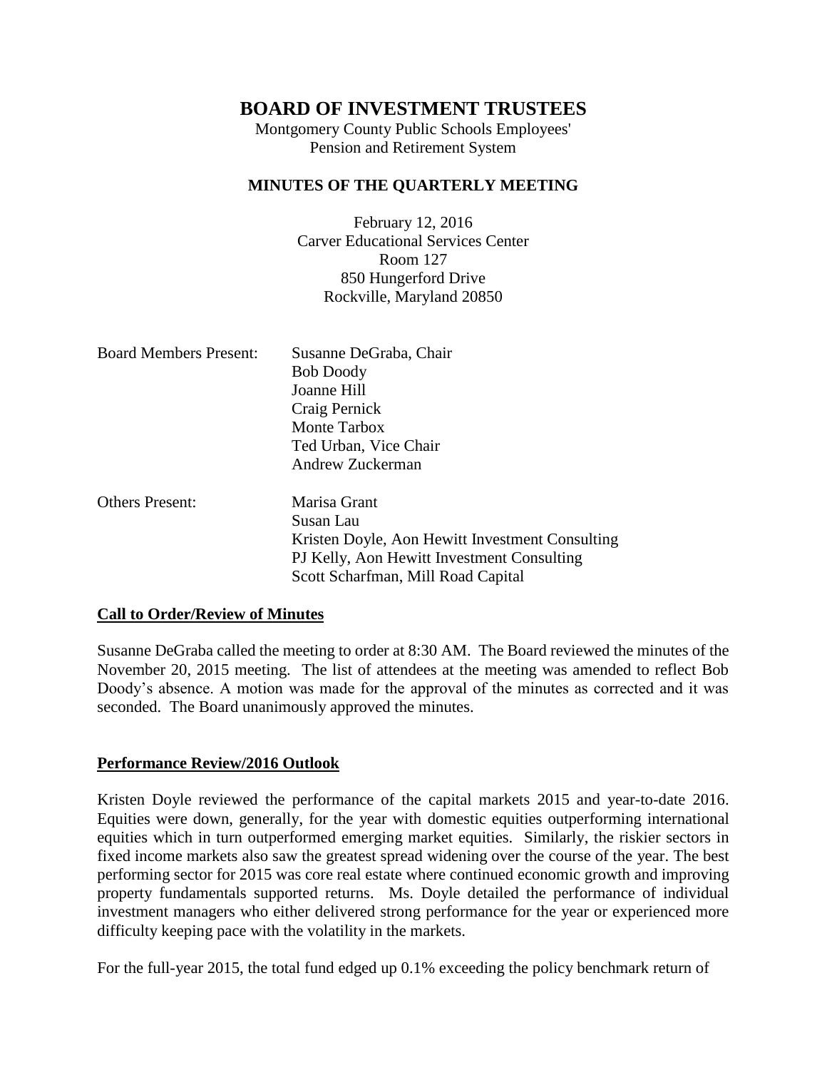# BOARD OF INVESTMENT TRUSTEES

Montgomery County Public Schools Employees'
Pension and Retirement System

## MINUTES OF THE QUARTERLY MEETING

February 12, 2016
Carver Educational Services Center
Room 127
850 Hungerford Drive
Rockville, Maryland 20850

| | |
|---|---|
| Board Members Present: | Susanne DeGraba, Chair |
| | Bob Doody |
| | Joanne Hill |
| | Craig Pernick |
| | Monte Tarbox |
| | Ted Urban, Vice Chair |
| | Andrew Zuckerman |
| Others Present: | Marisa Grant |
| | Susan Lau |
| | Kristen Doyle, Aon Hewitt Investment Consulting |
| | PJ Kelly, Aon Hewitt Investment Consulting |
| | Scott Scharfman, Mill Road Capital |

**Call to Order/Review of Minutes**

Susanne DeGraba called the meeting to order at 8:30 AM. The Board reviewed the minutes of the November 20, 2015 meeting. The list of attendees at the meeting was amended to reflect Bob Doody's absence. A motion was made for the approval of the minutes as corrected and it was seconded. The Board unanimously approved the minutes.

**Performance Review/2016 Outlook**

Kristen Doyle reviewed the performance of the capital markets 2015 and year-to-date 2016. Equities were down, generally, for the year with domestic equities outperforming international equities which in turn outperformed emerging market equities. Similarly, the riskier sectors in fixed income markets also saw the greatest spread widening over the course of the year. The best performing sector for 2015 was core real estate where continued economic growth and improving property fundamentals supported returns. Ms. Doyle detailed the performance of individual investment managers who either delivered strong performance for the year or experienced more difficulty keeping pace with the volatility in the markets.

For the full-year 2015, the total fund edged up 0.1% exceeding the policy benchmark return of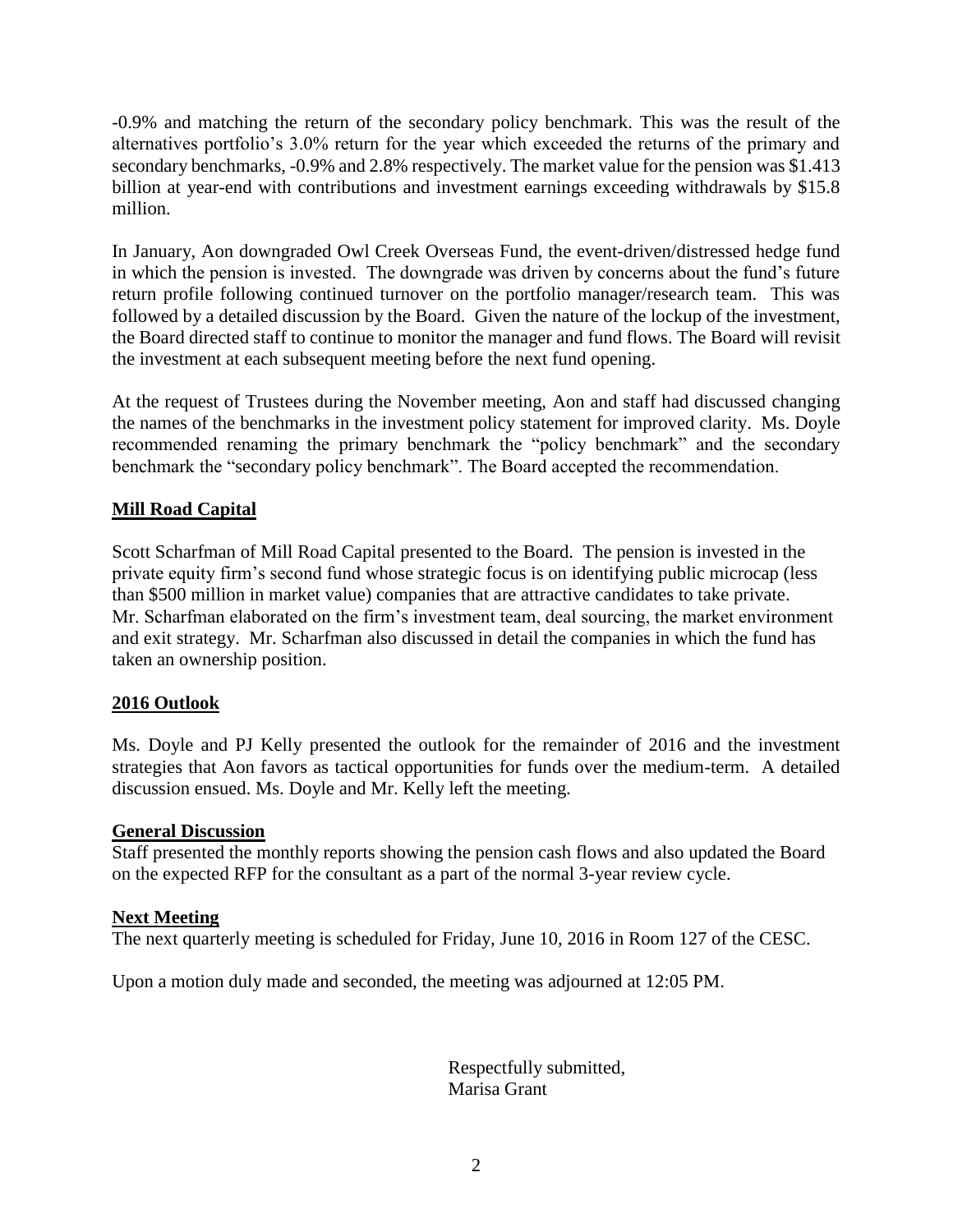-0.9% and matching the return of the secondary policy benchmark. This was the result of the alternatives portfolio's 3.0% return for the year which exceeded the returns of the primary and secondary benchmarks, -0.9% and 2.8% respectively. The market value for the pension was $1.413 billion at year-end with contributions and investment earnings exceeding withdrawals by $15.8 million.

In January, Aon downgraded Owl Creek Overseas Fund, the event-driven/distressed hedge fund in which the pension is invested. The downgrade was driven by concerns about the fund's future return profile following continued turnover on the portfolio manager/research team. This was followed by a detailed discussion by the Board. Given the nature of the lockup of the investment, the Board directed staff to continue to monitor the manager and fund flows. The Board will revisit the investment at each subsequent meeting before the next fund opening.

At the request of Trustees during the November meeting, Aon and staff had discussed changing the names of the benchmarks in the investment policy statement for improved clarity. Ms. Doyle recommended renaming the primary benchmark the "policy benchmark" and the secondary benchmark the "secondary policy benchmark". The Board accepted the recommendation.

**Mill Road Capital**

Scott Scharfman of Mill Road Capital presented to the Board. The pension is invested in the private equity firm's second fund whose strategic focus is on identifying public microcap (less than $500 million in market value) companies that are attractive candidates to take private. Mr. Scharfman elaborated on the firm's investment team, deal sourcing, the market environment and exit strategy. Mr. Scharfman also discussed in detail the companies in which the fund has taken an ownership position.

**2016 Outlook**

Ms. Doyle and PJ Kelly presented the outlook for the remainder of 2016 and the investment strategies that Aon favors as tactical opportunities for funds over the medium-term. A detailed discussion ensued. Ms. Doyle and Mr. Kelly left the meeting.

**General Discussion**

Staff presented the monthly reports showing the pension cash flows and also updated the Board on the expected RFP for the consultant as a part of the normal 3-year review cycle.

**Next Meeting**

The next quarterly meeting is scheduled for Friday, June 10, 2016 in Room 127 of the CESC.

Upon a motion duly made and seconded, the meeting was adjourned at 12:05 PM.

Respectfully submitted,
Marisa Grant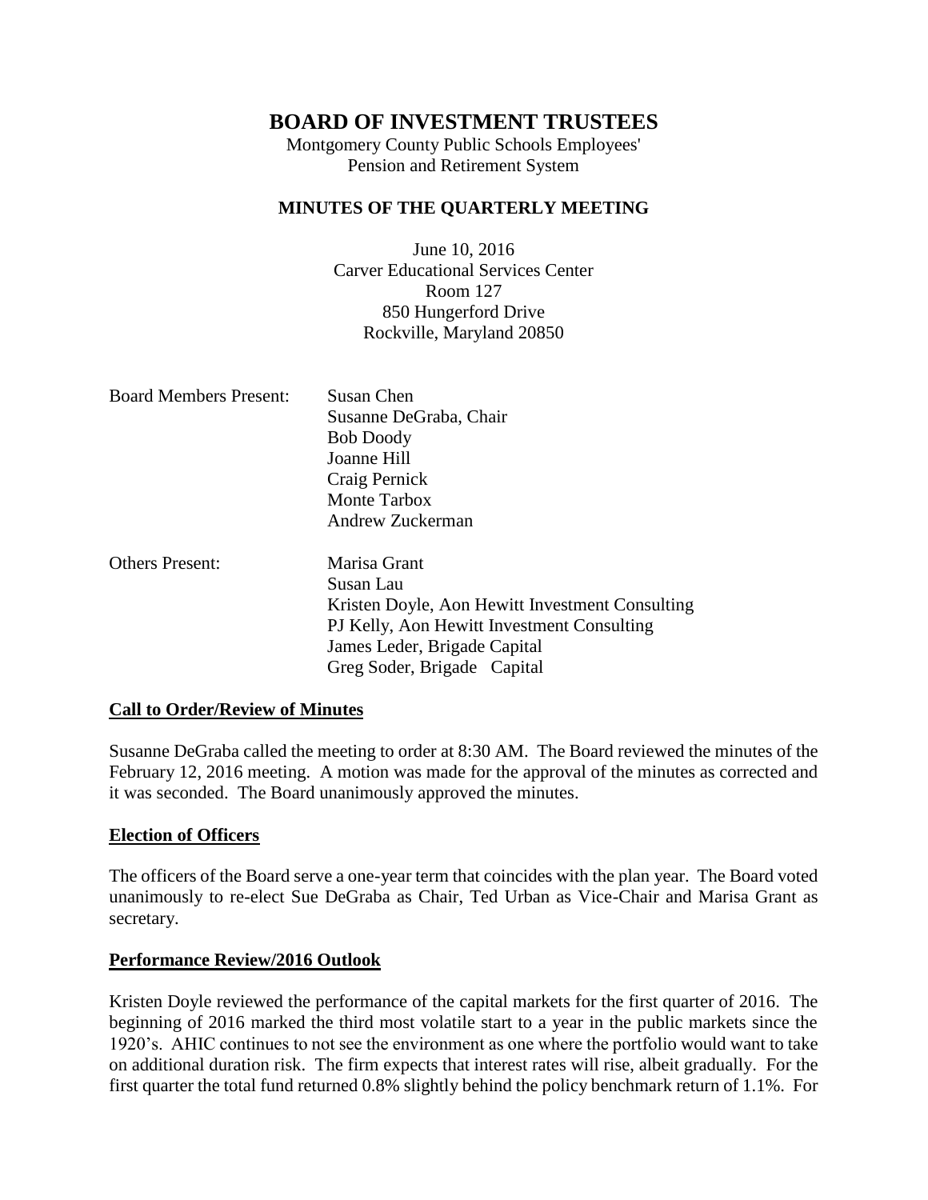# BOARD OF INVESTMENT TRUSTEES

Montgomery County Public Schools Employees' Pension and Retirement System

## MINUTES OF THE QUARTERLY MEETING

June 10, 2016
Carver Educational Services Center
Room 127
850 Hungerford Drive
Rockville, Maryland 20850

Board Members Present:
Susan Chen
Susanne DeGraba, Chair
Bob Doody
Joanne Hill
Craig Pernick
Monte Tarbox
Andrew Zuckerman

Others Present:
Marisa Grant
Susan Lau
Kristen Doyle, Aon Hewitt Investment Consulting
PJ Kelly, Aon Hewitt Investment Consulting
James Leder, Brigade Capital
Greg Soder, Brigade Capital

### Call to Order/Review of Minutes

Susanne DeGraba called the meeting to order at 8:30 AM. The Board reviewed the minutes of the February 12, 2016 meeting. A motion was made for the approval of the minutes as corrected and it was seconded. The Board unanimously approved the minutes.

### Election of Officers

The officers of the Board serve a one-year term that coincides with the plan year. The Board voted unanimously to re-elect Sue DeGraba as Chair, Ted Urban as Vice-Chair and Marisa Grant as secretary.

### Performance Review/2016 Outlook

Kristen Doyle reviewed the performance of the capital markets for the first quarter of 2016. The beginning of 2016 marked the third most volatile start to a year in the public markets since the 1920's. AHIC continues to not see the environment as one where the portfolio would want to take on additional duration risk. The firm expects that interest rates will rise, albeit gradually. For the first quarter the total fund returned 0.8% slightly behind the policy benchmark return of 1.1%. For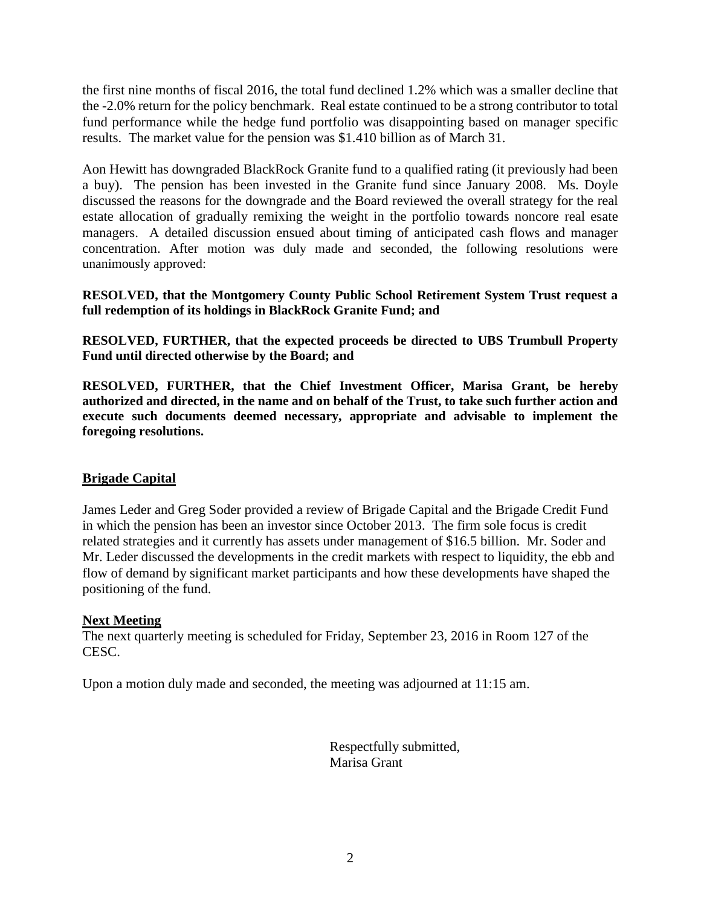the first nine months of fiscal 2016, the total fund declined 1.2% which was a smaller decline that the -2.0% return for the policy benchmark. Real estate continued to be a strong contributor to total fund performance while the hedge fund portfolio was disappointing based on manager specific results. The market value for the pension was $1.410 billion as of March 31.

Aon Hewitt has downgraded BlackRock Granite fund to a qualified rating (it previously had been a buy). The pension has been invested in the Granite fund since January 2008. Ms. Doyle discussed the reasons for the downgrade and the Board reviewed the overall strategy for the real estate allocation of gradually remixing the weight in the portfolio towards noncore real esate managers. A detailed discussion ensued about timing of anticipated cash flows and manager concentration. After motion was duly made and seconded, the following resolutions were unanimously approved:

**RESOLVED, that the Montgomery County Public School Retirement System Trust request a full redemption of its holdings in BlackRock Granite Fund; and**

**RESOLVED, FURTHER, that the expected proceeds be directed to UBS Trumbull Property Fund until directed otherwise by the Board; and**

**RESOLVED, FURTHER, that the Chief Investment Officer, Marisa Grant, be hereby authorized and directed, in the name and on behalf of the Trust, to take such further action and execute such documents deemed necessary, appropriate and advisable to implement the foregoing resolutions.**

## Brigade Capital

James Leder and Greg Soder provided a review of Brigade Capital and the Brigade Credit Fund in which the pension has been an investor since October 2013. The firm sole focus is credit related strategies and it currently has assets under management of $16.5 billion. Mr. Soder and Mr. Leder discussed the developments in the credit markets with respect to liquidity, the ebb and flow of demand by significant market participants and how these developments have shaped the positioning of the fund.

## Next Meeting

The next quarterly meeting is scheduled for Friday, September 23, 2016 in Room 127 of the CESC.

Upon a motion duly made and seconded, the meeting was adjourned at 11:15 am.

Respectfully submitted,
Marisa Grant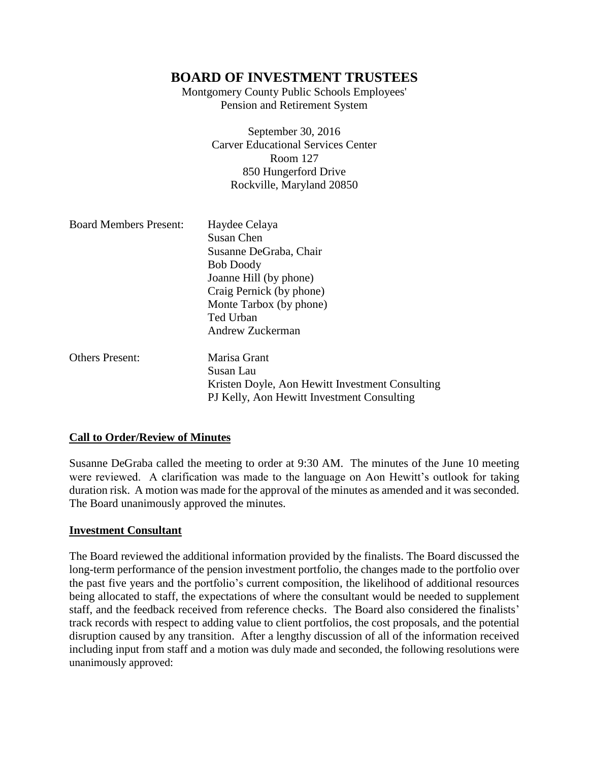# BOARD OF INVESTMENT TRUSTEES

Montgomery County Public Schools Employees' Pension and Retirement System

September 30, 2016
Carver Educational Services Center
Room 127
850 Hungerford Drive
Rockville, Maryland 20850

| | |
|---|---|
| Board Members Present: | Haydee Celaya |
| | Susan Chen |
| | Susanne DeGraba, Chair |
| | Bob Doody |
| | Joanne Hill (by phone) |
| | Craig Pernick (by phone) |
| | Monte Tarbox (by phone) |
| | Ted Urban |
| | Andrew Zuckerman |
| Others Present: | Marisa Grant |
| | Susan Lau |
| | Kristen Doyle, Aon Hewitt Investment Consulting |
| | PJ Kelly, Aon Hewitt Investment Consulting |

## Call to Order/Review of Minutes

Susanne DeGraba called the meeting to order at 9:30 AM. The minutes of the June 10 meeting were reviewed. A clarification was made to the language on Aon Hewitt's outlook for taking duration risk. A motion was made for the approval of the minutes as amended and it was seconded. The Board unanimously approved the minutes.

## Investment Consultant

The Board reviewed the additional information provided by the finalists. The Board discussed the long-term performance of the pension investment portfolio, the changes made to the portfolio over the past five years and the portfolio's current composition, the likelihood of additional resources being allocated to staff, the expectations of where the consultant would be needed to supplement staff, and the feedback received from reference checks. The Board also considered the finalists' track records with respect to adding value to client portfolios, the cost proposals, and the potential disruption caused by any transition. After a lengthy discussion of all of the information received including input from staff and a motion was duly made and seconded, the following resolutions were unanimously approved: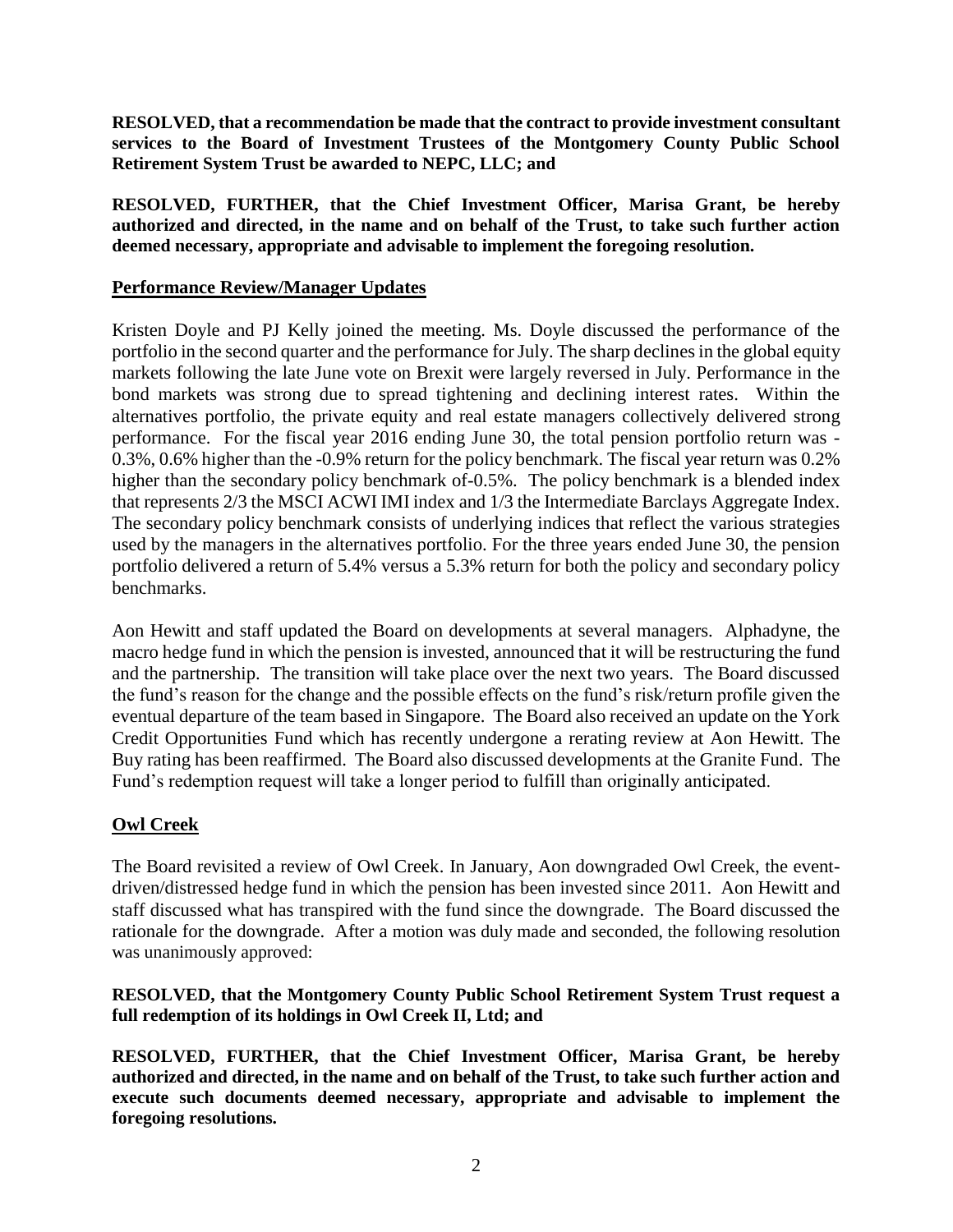**RESOLVED, that a recommendation be made that the contract to provide investment consultant services to the Board of Investment Trustees of the Montgomery County Public School Retirement System Trust be awarded to NEPC, LLC; and**

**RESOLVED, FURTHER, that the Chief Investment Officer, Marisa Grant, be hereby authorized and directed, in the name and on behalf of the Trust, to take such further action deemed necessary, appropriate and advisable to implement the foregoing resolution.**

## Performance Review/Manager Updates

Kristen Doyle and PJ Kelly joined the meeting. Ms. Doyle discussed the performance of the portfolio in the second quarter and the performance for July. The sharp declines in the global equity markets following the late June vote on Brexit were largely reversed in July. Performance in the bond markets was strong due to spread tightening and declining interest rates. Within the alternatives portfolio, the private equity and real estate managers collectively delivered strong performance. For the fiscal year 2016 ending June 30, the total pension portfolio return was -0.3%, 0.6% higher than the -0.9% return for the policy benchmark. The fiscal year return was 0.2% higher than the secondary policy benchmark of-0.5%. The policy benchmark is a blended index that represents 2/3 the MSCI ACWI IMI index and 1/3 the Intermediate Barclays Aggregate Index. The secondary policy benchmark consists of underlying indices that reflect the various strategies used by the managers in the alternatives portfolio. For the three years ended June 30, the pension portfolio delivered a return of 5.4% versus a 5.3% return for both the policy and secondary policy benchmarks.

Aon Hewitt and staff updated the Board on developments at several managers. Alphadyne, the macro hedge fund in which the pension is invested, announced that it will be restructuring the fund and the partnership. The transition will take place over the next two years. The Board discussed the fund's reason for the change and the possible effects on the fund's risk/return profile given the eventual departure of the team based in Singapore. The Board also received an update on the York Credit Opportunities Fund which has recently undergone a rerating review at Aon Hewitt. The Buy rating has been reaffirmed. The Board also discussed developments at the Granite Fund. The Fund's redemption request will take a longer period to fulfill than originally anticipated.

## Owl Creek

The Board revisited a review of Owl Creek. In January, Aon downgraded Owl Creek, the event-driven/distressed hedge fund in which the pension has been invested since 2011. Aon Hewitt and staff discussed what has transpired with the fund since the downgrade. The Board discussed the rationale for the downgrade. After a motion was duly made and seconded, the following resolution was unanimously approved:

**RESOLVED, that the Montgomery County Public School Retirement System Trust request a full redemption of its holdings in Owl Creek II, Ltd; and**

**RESOLVED, FURTHER, that the Chief Investment Officer, Marisa Grant, be hereby authorized and directed, in the name and on behalf of the Trust, to take such further action and execute such documents deemed necessary, appropriate and advisable to implement the foregoing resolutions.**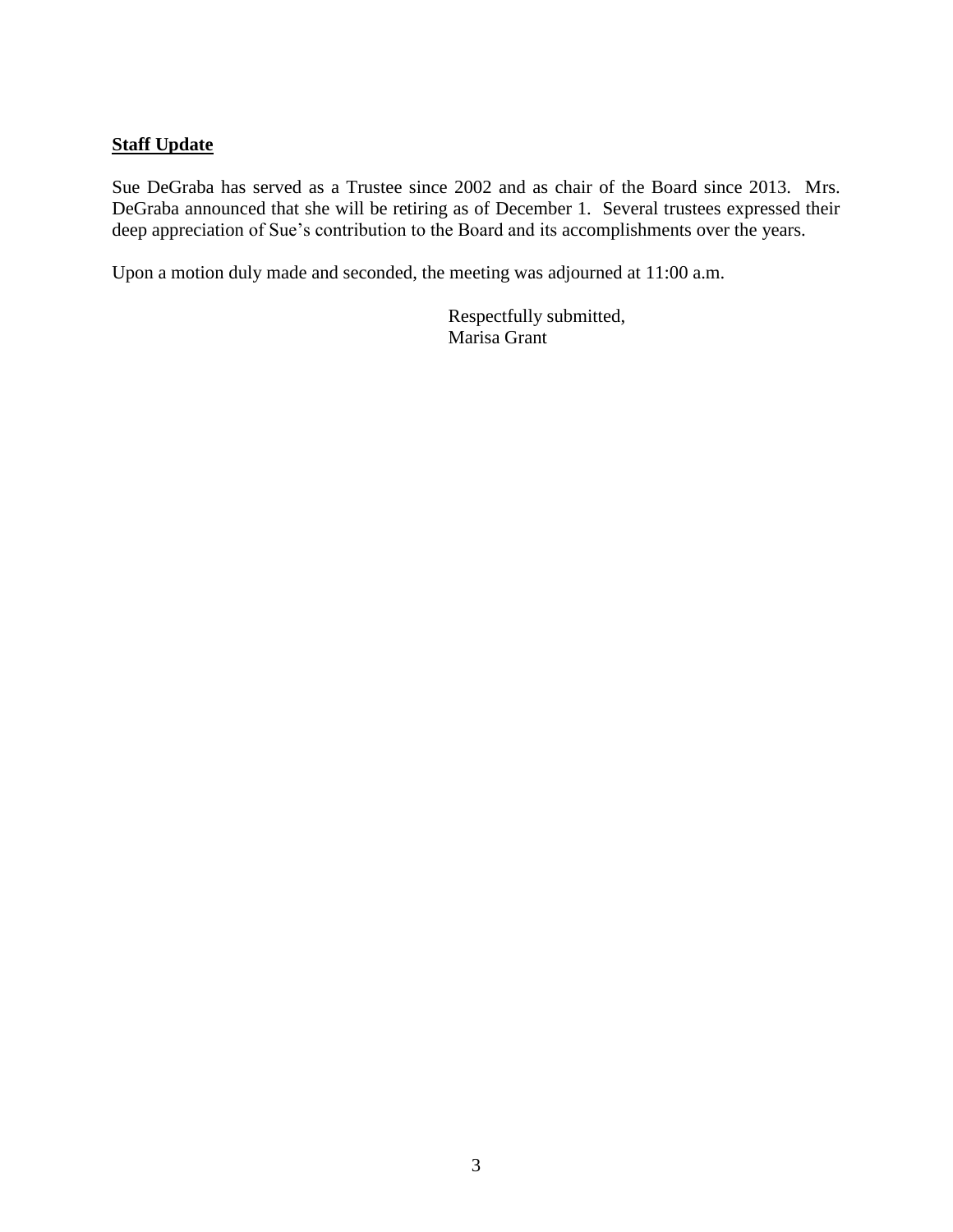**Staff Update**

Sue DeGraba has served as a Trustee since 2002 and as chair of the Board since 2013. Mrs. DeGraba announced that she will be retiring as of December 1. Several trustees expressed their deep appreciation of Sue's contribution to the Board and its accomplishments over the years.

Upon a motion duly made and seconded, the meeting was adjourned at 11:00 a.m.

Respectfully submitted,
Marisa Grant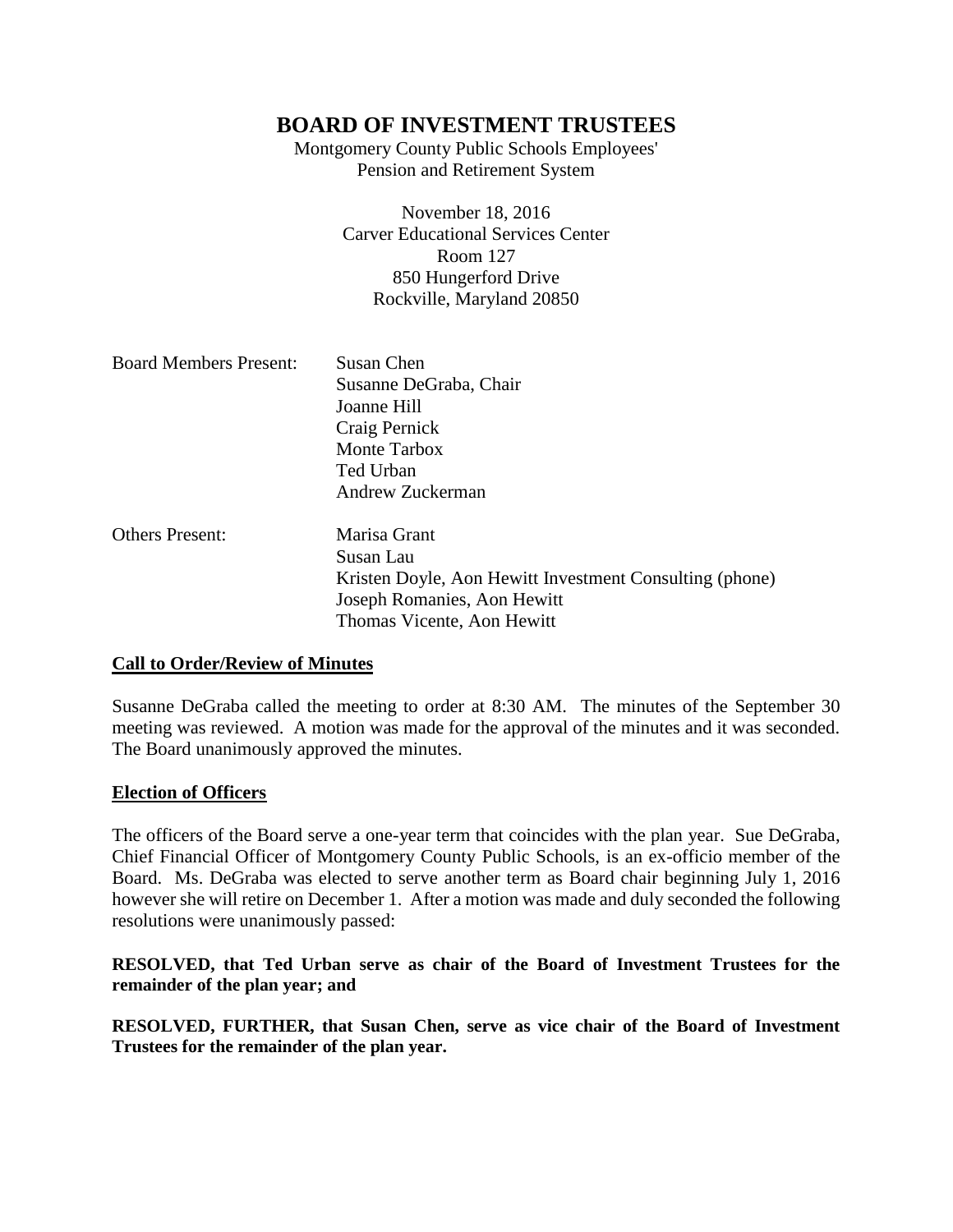# BOARD OF INVESTMENT TRUSTEES

Montgomery County Public Schools Employees'
Pension and Retirement System

November 18, 2016
Carver Educational Services Center
Room 127
850 Hungerford Drive
Rockville, Maryland 20850

| | |
|---|---|
| Board Members Present: | Susan Chen<br>Susanne DeGraba, Chair<br>Joanne Hill<br>Craig Pernick<br>Monte Tarbox<br>Ted Urban<br>Andrew Zuckerman |
| Others Present: | Marisa Grant<br>Susan Lau<br>Kristen Doyle, Aon Hewitt Investment Consulting (phone)<br>Joseph Romanies, Aon Hewitt<br>Thomas Vicente, Aon Hewitt |

## Call to Order/Review of Minutes

Susanne DeGraba called the meeting to order at 8:30 AM. The minutes of the September 30 meeting was reviewed. A motion was made for the approval of the minutes and it was seconded. The Board unanimously approved the minutes.

## Election of Officers

The officers of the Board serve a one-year term that coincides with the plan year. Sue DeGraba, Chief Financial Officer of Montgomery County Public Schools, is an ex-officio member of the Board. Ms. DeGraba was elected to serve another term as Board chair beginning July 1, 2016 however she will retire on December 1. After a motion was made and duly seconded the following resolutions were unanimously passed:

**RESOLVED, that Ted Urban serve as chair of the Board of Investment Trustees for the remainder of the plan year; and**

**RESOLVED, FURTHER, that Susan Chen, serve as vice chair of the Board of Investment Trustees for the remainder of the plan year.**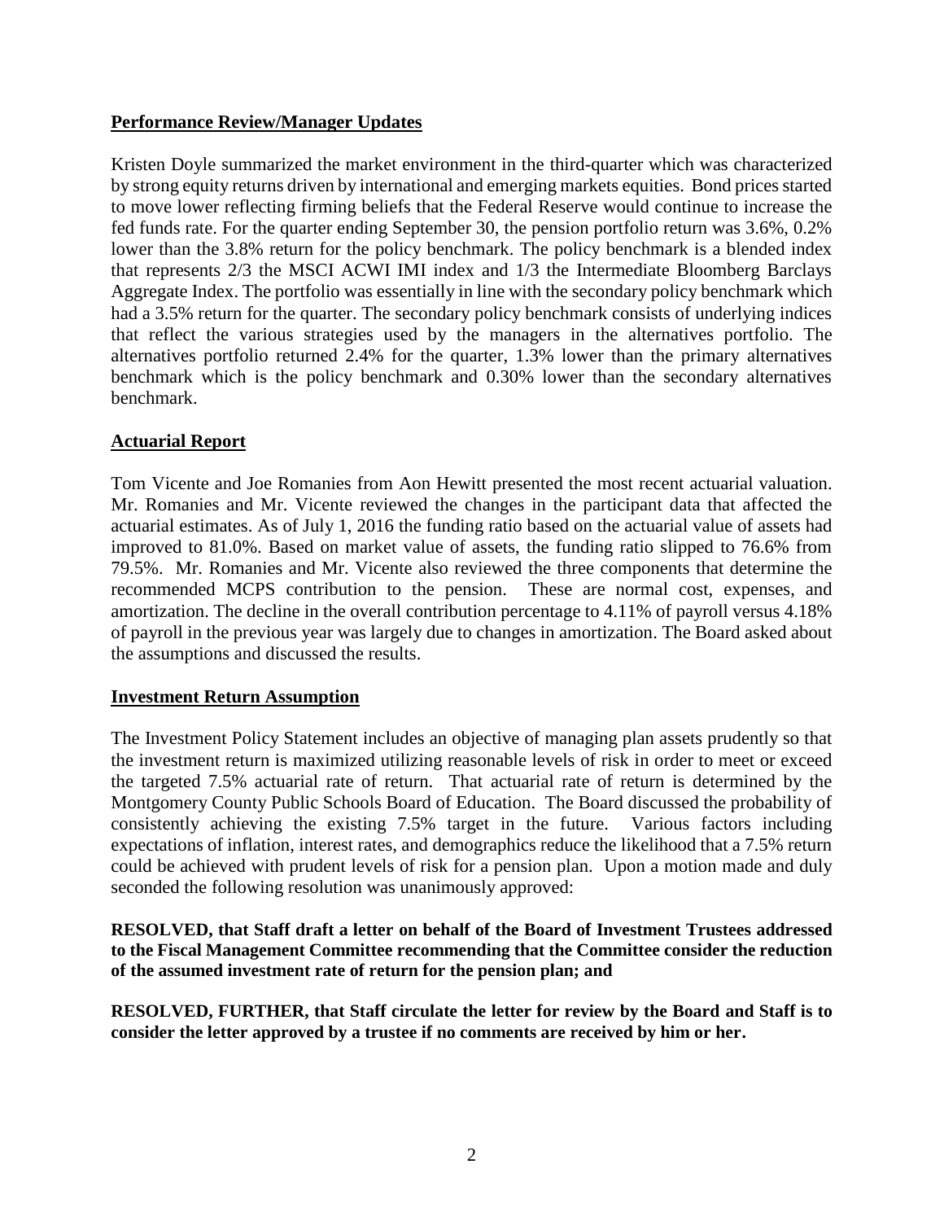## Performance Review/Manager Updates

Kristen Doyle summarized the market environment in the third-quarter which was characterized by strong equity returns driven by international and emerging markets equities. Bond prices started to move lower reflecting firming beliefs that the Federal Reserve would continue to increase the fed funds rate. For the quarter ending September 30, the pension portfolio return was 3.6%, 0.2% lower than the 3.8% return for the policy benchmark. The policy benchmark is a blended index that represents 2/3 the MSCI ACWI IMI index and 1/3 the Intermediate Bloomberg Barclays Aggregate Index. The portfolio was essentially in line with the secondary policy benchmark which had a 3.5% return for the quarter. The secondary policy benchmark consists of underlying indices that reflect the various strategies used by the managers in the alternatives portfolio. The alternatives portfolio returned 2.4% for the quarter, 1.3% lower than the primary alternatives benchmark which is the policy benchmark and 0.30% lower than the secondary alternatives benchmark.

## Actuarial Report

Tom Vicente and Joe Romanies from Aon Hewitt presented the most recent actuarial valuation. Mr. Romanies and Mr. Vicente reviewed the changes in the participant data that affected the actuarial estimates. As of July 1, 2016 the funding ratio based on the actuarial value of assets had improved to 81.0%. Based on market value of assets, the funding ratio slipped to 76.6% from 79.5%. Mr. Romanies and Mr. Vicente also reviewed the three components that determine the recommended MCPS contribution to the pension. These are normal cost, expenses, and amortization. The decline in the overall contribution percentage to 4.11% of payroll versus 4.18% of payroll in the previous year was largely due to changes in amortization. The Board asked about the assumptions and discussed the results.

## Investment Return Assumption

The Investment Policy Statement includes an objective of managing plan assets prudently so that the investment return is maximized utilizing reasonable levels of risk in order to meet or exceed the targeted 7.5% actuarial rate of return. That actuarial rate of return is determined by the Montgomery County Public Schools Board of Education. The Board discussed the probability of consistently achieving the existing 7.5% target in the future. Various factors including expectations of inflation, interest rates, and demographics reduce the likelihood that a 7.5% return could be achieved with prudent levels of risk for a pension plan. Upon a motion made and duly seconded the following resolution was unanimously approved:

**RESOLVED, that Staff draft a letter on behalf of the Board of Investment Trustees addressed to the Fiscal Management Committee recommending that the Committee consider the reduction of the assumed investment rate of return for the pension plan; and**

**RESOLVED, FURTHER, that Staff circulate the letter for review by the Board and Staff is to consider the letter approved by a trustee if no comments are received by him or her.**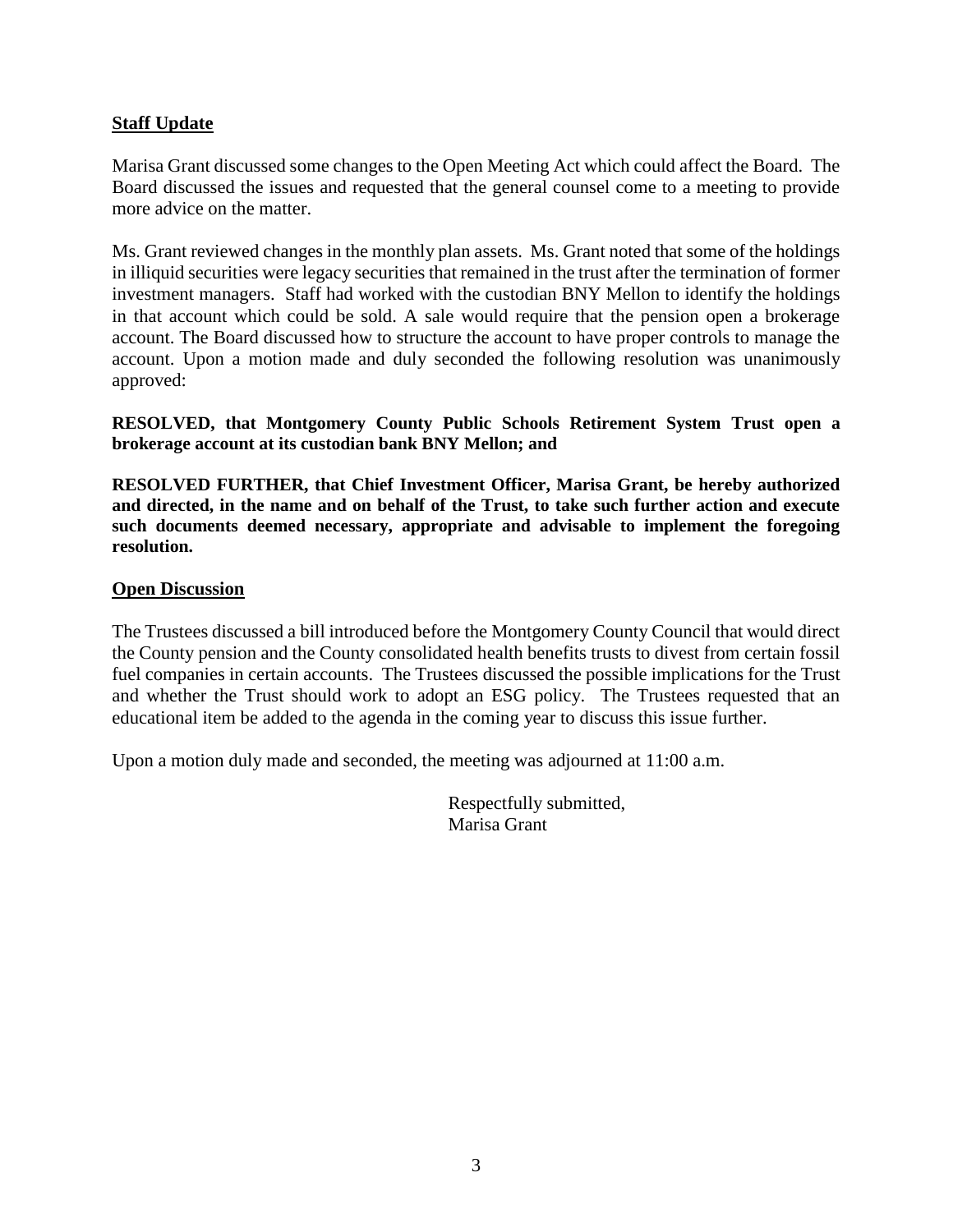**Staff Update**

Marisa Grant discussed some changes to the Open Meeting Act which could affect the Board. The Board discussed the issues and requested that the general counsel come to a meeting to provide more advice on the matter.

Ms. Grant reviewed changes in the monthly plan assets. Ms. Grant noted that some of the holdings in illiquid securities were legacy securities that remained in the trust after the termination of former investment managers. Staff had worked with the custodian BNY Mellon to identify the holdings in that account which could be sold. A sale would require that the pension open a brokerage account. The Board discussed how to structure the account to have proper controls to manage the account. Upon a motion made and duly seconded the following resolution was unanimously approved:

**RESOLVED, that Montgomery County Public Schools Retirement System Trust open a brokerage account at its custodian bank BNY Mellon; and**

**RESOLVED FURTHER, that Chief Investment Officer, Marisa Grant, be hereby authorized and directed, in the name and on behalf of the Trust, to take such further action and execute such documents deemed necessary, appropriate and advisable to implement the foregoing resolution.**

**Open Discussion**

The Trustees discussed a bill introduced before the Montgomery County Council that would direct the County pension and the County consolidated health benefits trusts to divest from certain fossil fuel companies in certain accounts. The Trustees discussed the possible implications for the Trust and whether the Trust should work to adopt an ESG policy. The Trustees requested that an educational item be added to the agenda in the coming year to discuss this issue further.

Upon a motion duly made and seconded, the meeting was adjourned at 11:00 a.m.

Respectfully submitted,
Marisa Grant